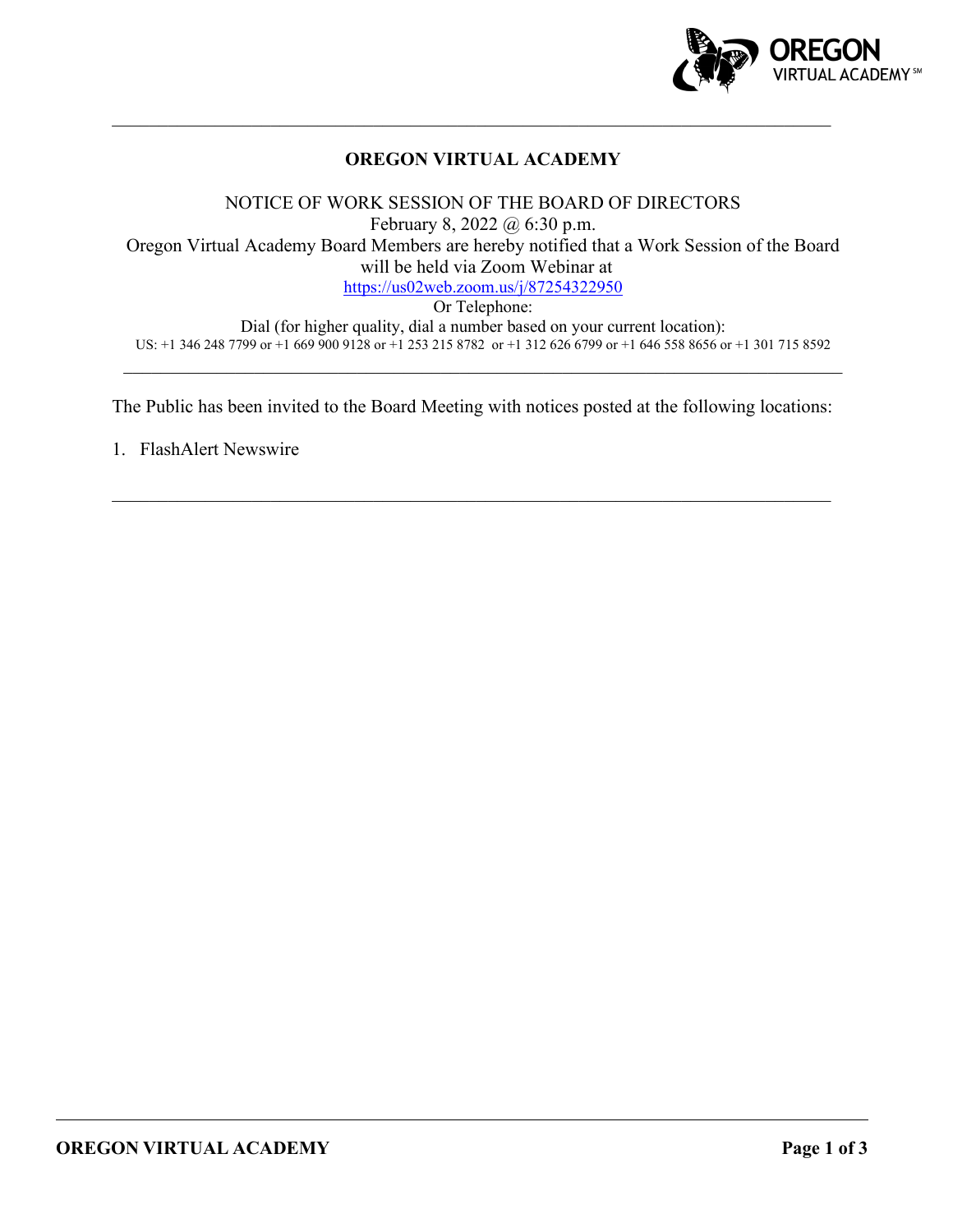# OREGON VIRTUAL ACADEMY

NOTICE OF WORK SESSION OF THE BOARD OF DIRECTORS

February 8, 2022 @ 6:30 p.m.

Oregon Virtual Academy Board Members are hereby notified that a Work Session of the Board will be held via Zoom Webinar at

https://us02web.zoom.us/j/87254322950

Or Telephone:

Dial (for higher quality, dial a number based on your current location):

US: +1 346 248 7799 or +1 669 900 9128 or +1 253 215 8782 or +1 312 626 6799 or +1 646 558 8656 or +1 301 715 8592

---

The Public has been invited to the Board Meeting with notices posted at the following locations:

1. FlashAlert Newswire

---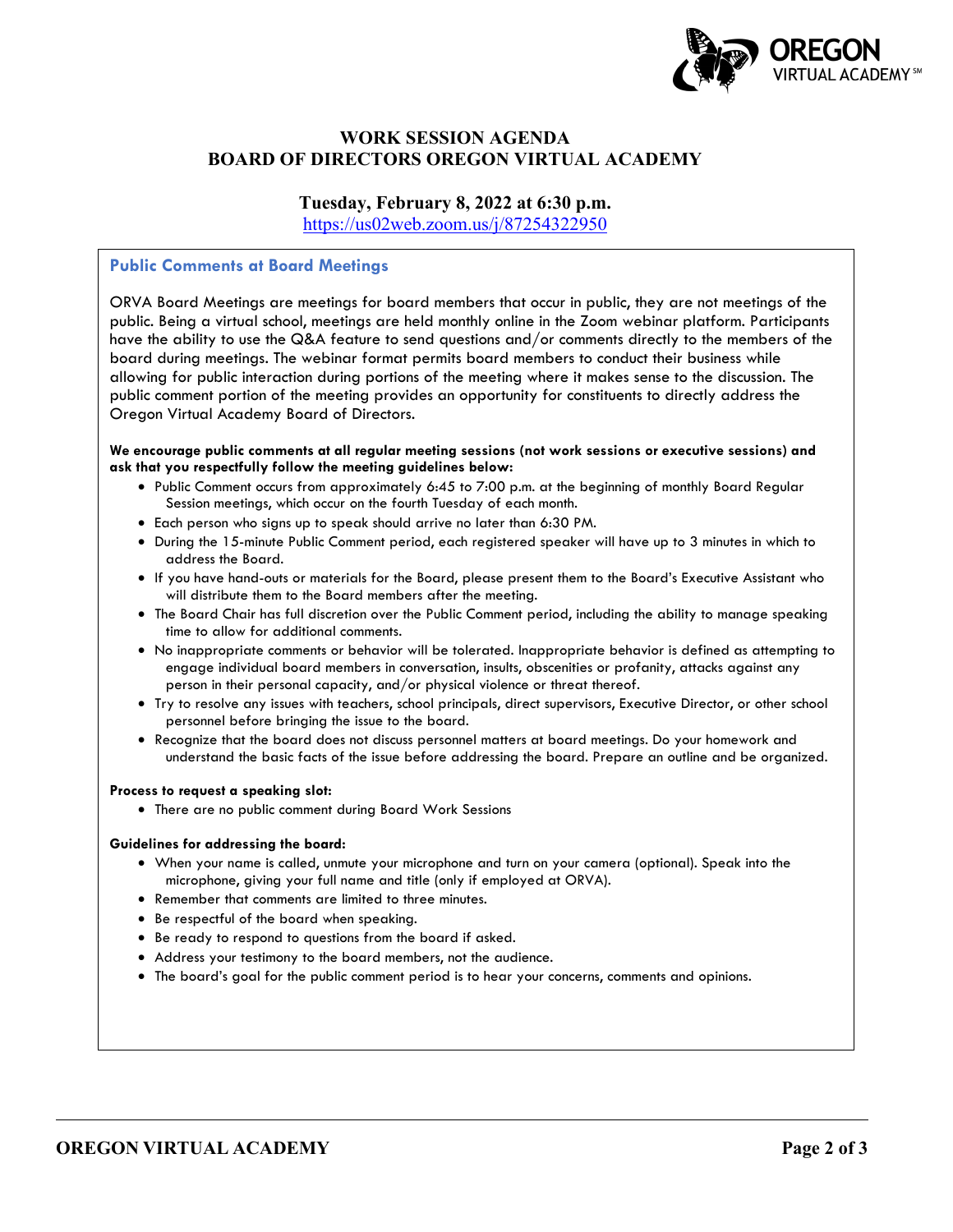# WORK SESSION AGENDA
# BOARD OF DIRECTORS OREGON VIRTUAL ACADEMY

**Tuesday, February 8, 2022 at 6:30 p.m.**

https://us02web.zoom.us/j/87254322950

## Public Comments at Board Meetings

ORVA Board Meetings are meetings for board members that occur in public, they are not meetings of the public. Being a virtual school, meetings are held monthly online in the Zoom webinar platform. Participants have the ability to use the Q&A feature to send questions and/or comments directly to the members of the board during meetings. The webinar format permits board members to conduct their business while allowing for public interaction during portions of the meeting where it makes sense to the discussion. The public comment portion of the meeting provides an opportunity for constituents to directly address the Oregon Virtual Academy Board of Directors.

**We encourage public comments at all regular meeting sessions (not work sessions or executive sessions) and ask that you respectfully follow the meeting guidelines below:**

- Public Comment occurs from approximately 6:45 to 7:00 p.m. at the beginning of monthly Board Regular Session meetings, which occur on the fourth Tuesday of each month.
- Each person who signs up to speak should arrive no later than 6:30 PM.
- During the 15-minute Public Comment period, each registered speaker will have up to 3 minutes in which to address the Board.
- If you have hand-outs or materials for the Board, please present them to the Board's Executive Assistant who will distribute them to the Board members after the meeting.
- The Board Chair has full discretion over the Public Comment period, including the ability to manage speaking time to allow for additional comments.
- No inappropriate comments or behavior will be tolerated. Inappropriate behavior is defined as attempting to engage individual board members in conversation, insults, obscenities or profanity, attacks against any person in their personal capacity, and/or physical violence or threat thereof.
- Try to resolve any issues with teachers, school principals, direct supervisors, Executive Director, or other school personnel before bringing the issue to the board.
- Recognize that the board does not discuss personnel matters at board meetings. Do your homework and understand the basic facts of the issue before addressing the board. Prepare an outline and be organized.

**Process to request a speaking slot:**

- There are no public comment during Board Work Sessions

**Guidelines for addressing the board:**

- When your name is called, unmute your microphone and turn on your camera (optional). Speak into the microphone, giving your full name and title (only if employed at ORVA).
- Remember that comments are limited to three minutes.
- Be respectful of the board when speaking.
- Be ready to respond to questions from the board if asked.
- Address your testimony to the board members, not the audience.
- The board's goal for the public comment period is to hear your concerns, comments and opinions.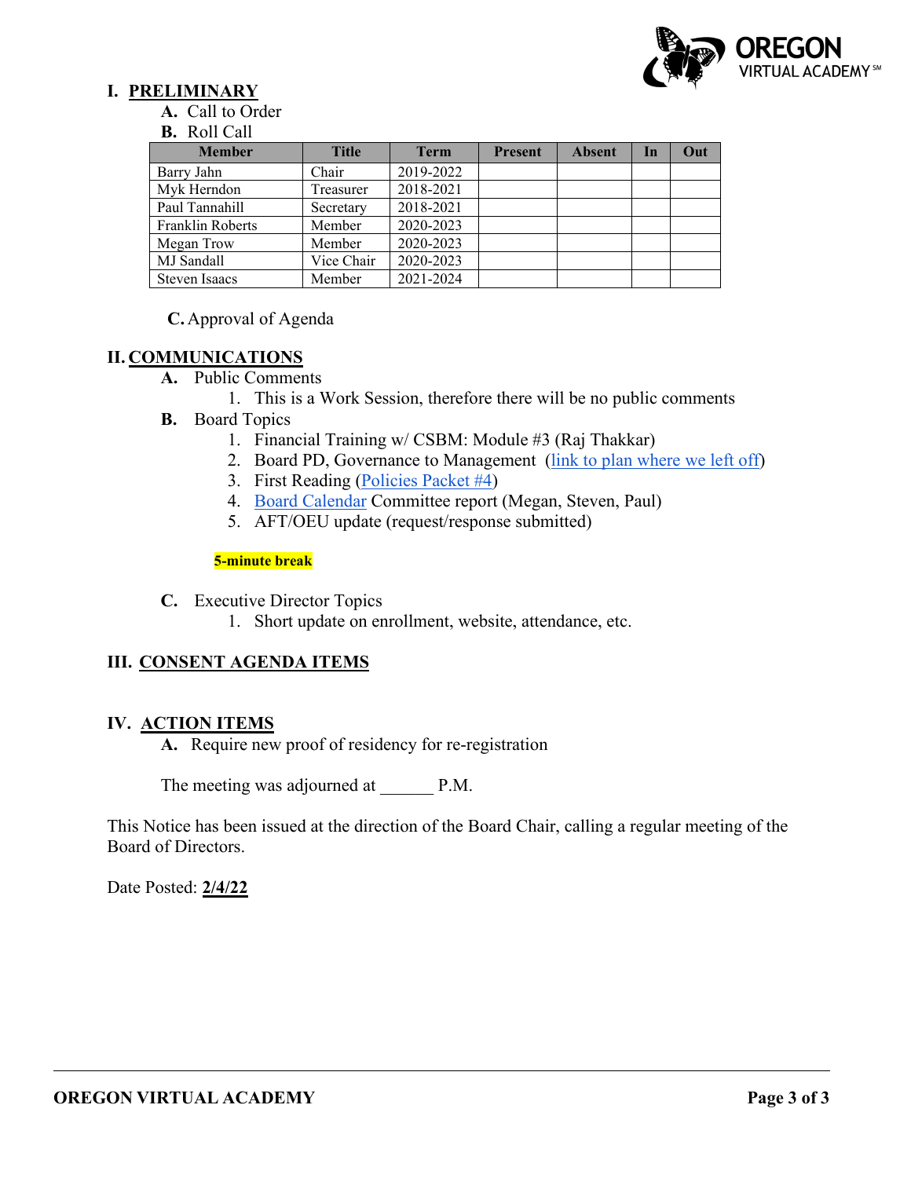## I. PRELIMINARY

**A.** Call to Order

**B.** Roll Call

| Member | Title | Term | Present | Absent | In | Out |
|---|---|---|---|---|---|---|
| Barry Jahn | Chair | 2019-2022 | | | | |
| Myk Herndon | Treasurer | 2018-2021 | | | | |
| Paul Tannahill | Secretary | 2018-2021 | | | | |
| Franklin Roberts | Member | 2020-2023 | | | | |
| Megan Trow | Member | 2020-2023 | | | | |
| MJ Sandall | Vice Chair | 2020-2023 | | | | |
| Steven Isaacs | Member | 2021-2024 | | | | |

**C.** Approval of Agenda

## II. COMMUNICATIONS

**A.** Public Comments

1. This is a Work Session, therefore there will be no public comments

**B.** Board Topics

1. Financial Training w/ CSBM: Module #3 (Raj Thakkar)
2. Board PD, Governance to Management (link to plan where we left off)
3. First Reading (Policies Packet #4)
4. Board Calendar Committee report (Megan, Steven, Paul)
5. AFT/OEU update (request/response submitted)

**5-minute break**

**C.** Executive Director Topics

1. Short update on enrollment, website, attendance, etc.

## III. CONSENT AGENDA ITEMS

## IV. ACTION ITEMS

**A.** Require new proof of residency for re-registration

The meeting was adjourned at ______ P.M.

This Notice has been issued at the direction of the Board Chair, calling a regular meeting of the Board of Directors.

Date Posted: **2/4/22**